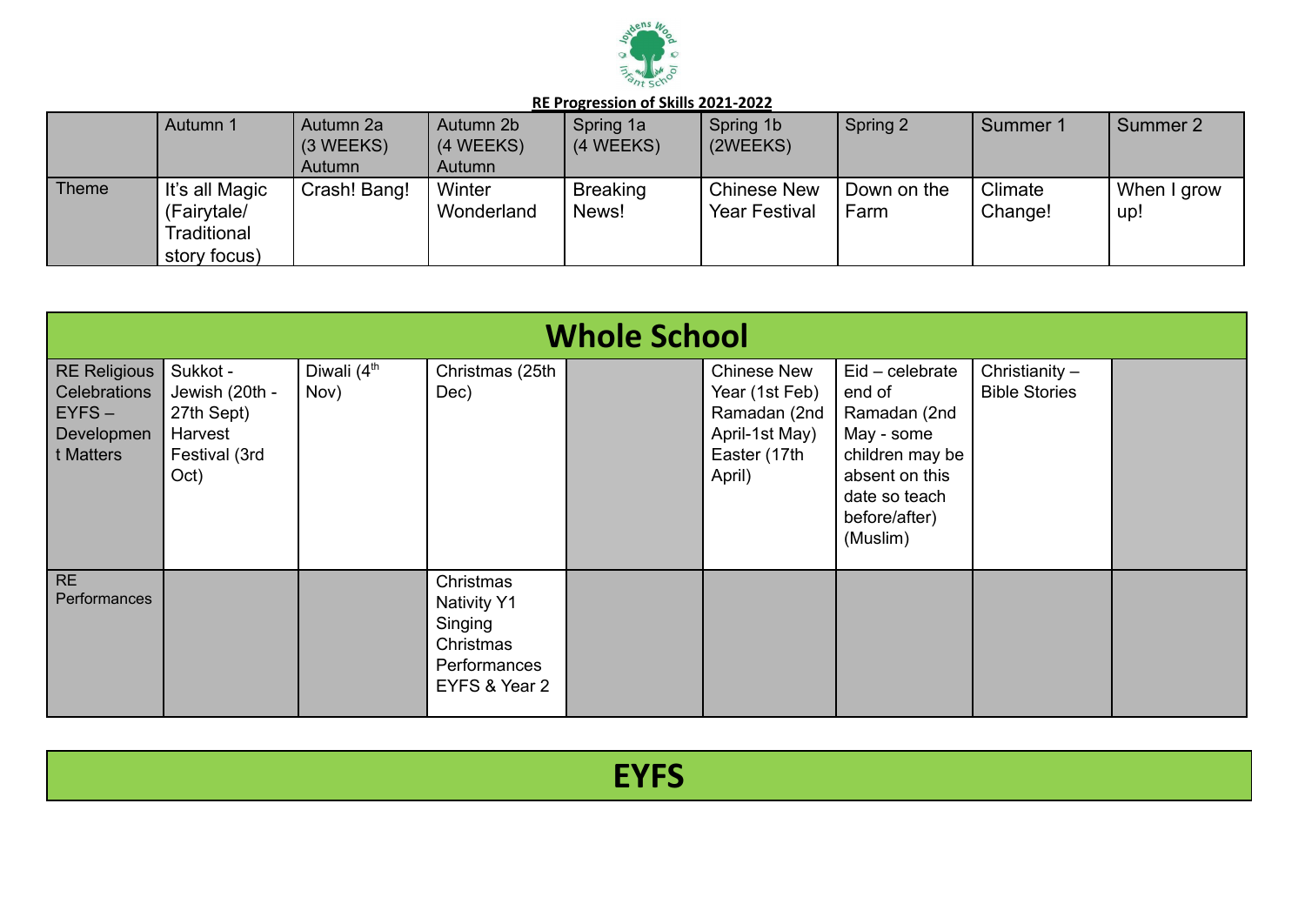Joydens Wood Infant School

**RE Progression of Skills 2021-2022**

| | Autumn 1 | Autumn 2a (3 WEEKS) Autumn | Autumn 2b (4 WEEKS) Autumn | Spring 1a (4 WEEKS) | Spring 1b (2WEEKS) | Spring 2 | Summer 1 | Summer 2 |
|---|---|---|---|---|---|---|---|---|
| Theme | It's all Magic (Fairytale/ Traditional story focus) | Crash! Bang! | Winter Wonderland | Breaking News! | Chinese New Year Festival | Down on the Farm | Climate Change! | When I grow up! |

# Whole School

| | | | | | | | | |
|---|---|---|---|---|---|---|---|---|
| RE Religious Celebrations EYFS – Development Matters | Sukkot - Jewish (20th - 27th Sept) Harvest Festival (3rd Oct) | Diwali (4th Nov) | Christmas (25th Dec) | | Chinese New Year (1st Feb) Ramadan (2nd April-1st May) Easter (17th April) | Eid – celebrate end of Ramadan (2nd May - some children may be absent on this date so teach before/after) (Muslim) | Christianity – Bible Stories | |
| RE Performances | | | Christmas Nativity Y1 Singing Christmas Performances EYFS & Year 2 | | | | | |

# EYFS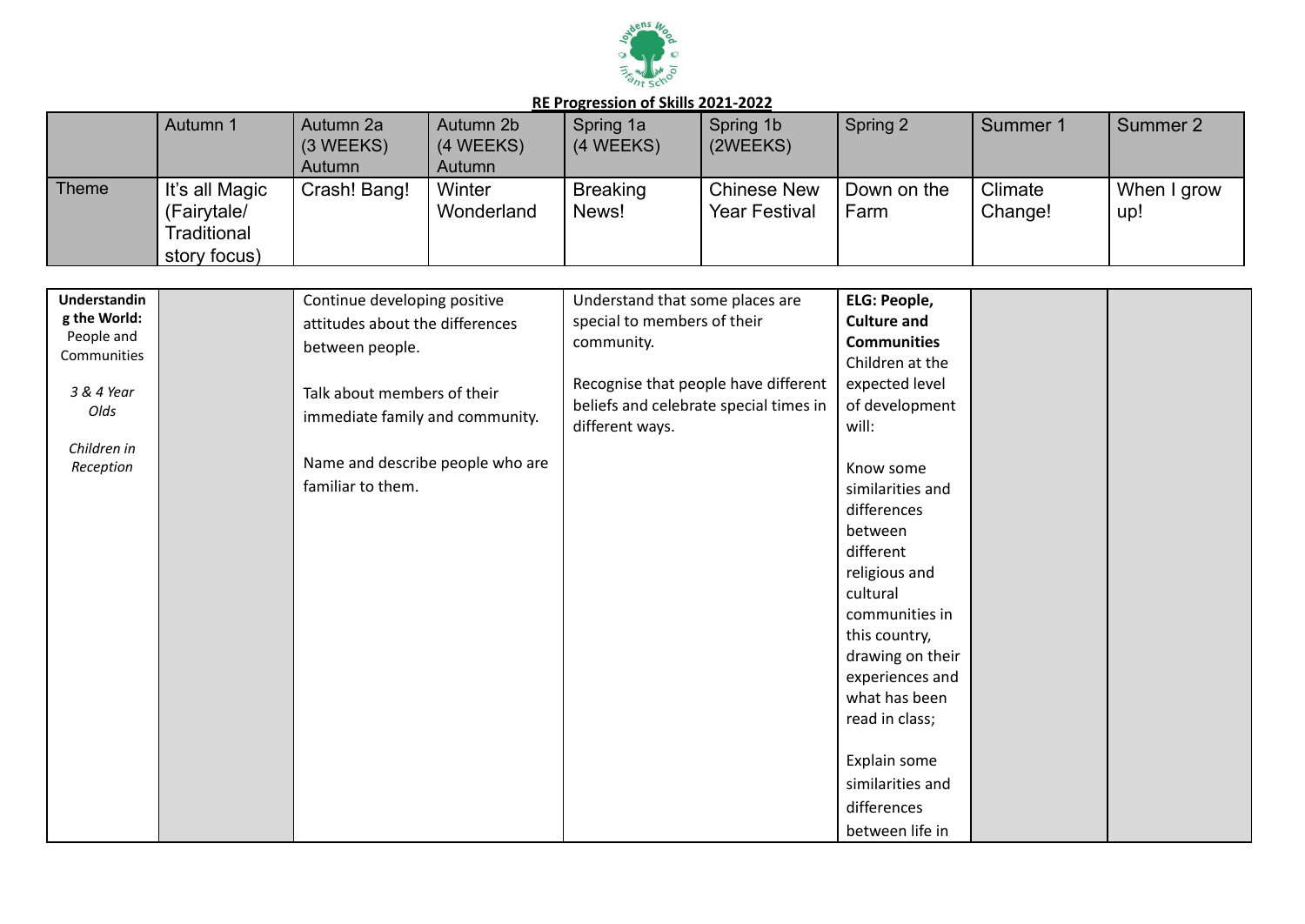**RE Progression of Skills 2021-2022**

| | Autumn 1 | Autumn 2a (3 WEEKS) Autumn | Autumn 2b (4 WEEKS) Autumn | Spring 1a (4 WEEKS) | Spring 1b (2WEEKS) | Spring 2 | Summer 1 | Summer 2 |
|---|---|---|---|---|---|---|---|---|
| Theme | It's all Magic (Fairytale/ Traditional story focus) | Crash! Bang! | Winter Wonderland | Breaking News! | Chinese New Year Festival | Down on the Farm | Climate Change! | When I grow up! |

| | | | | | | |
|---|---|---|---|---|---|---|
| **Understanding the World:** People and Communities<br><br>*3 & 4 Year Olds*<br><br>*Children in Reception* | | Continue developing positive attitudes about the differences between people.<br><br>Talk about members of their immediate family and community.<br><br>Name and describe people who are familiar to them. | Understand that some places are special to members of their community.<br><br>Recognise that people have different beliefs and celebrate special times in different ways. | **ELG: People, Culture and Communities**<br>Children at the expected level of development will:<br><br>Know some similarities and differences between different religious and cultural communities in this country, drawing on their experiences and what has been read in class;<br><br>Explain some similarities and differences between life in | | |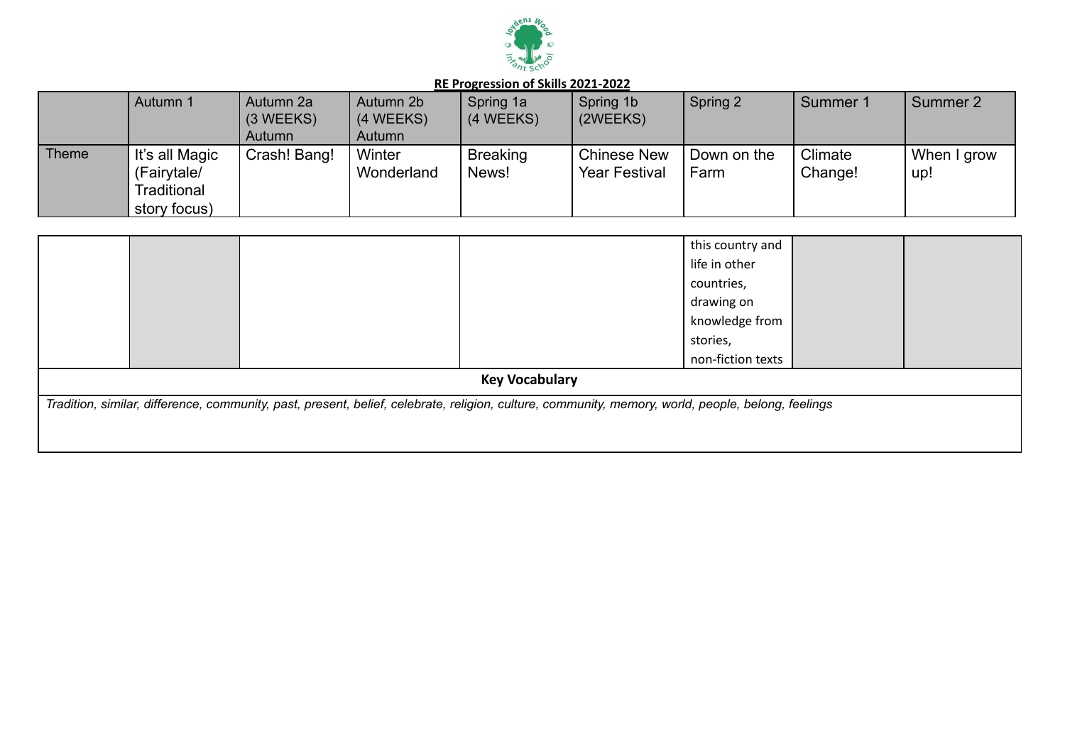**RE Progression of Skills 2021-2022**

| | Autumn 1 | Autumn 2a (3 WEEKS) Autumn | Autumn 2b (4 WEEKS) Autumn | Spring 1a (4 WEEKS) | Spring 1b (2WEEKS) | Spring 2 | Summer 1 | Summer 2 |
|---|---|---|---|---|---|---|---|---|
| Theme | It's all Magic (Fairytale/ Traditional story focus) | Crash! Bang! | Winter Wonderland | Breaking News! | Chinese New Year Festival | Down on the Farm | Climate Change! | When I grow up! |
| | | | | | | this country and life in other countries, drawing on knowledge from stories, non-fiction texts | | |

**Key Vocabulary**

*Tradition, similar, difference, community, past, present, belief, celebrate, religion, culture, community, memory, world, people, belong, feelings*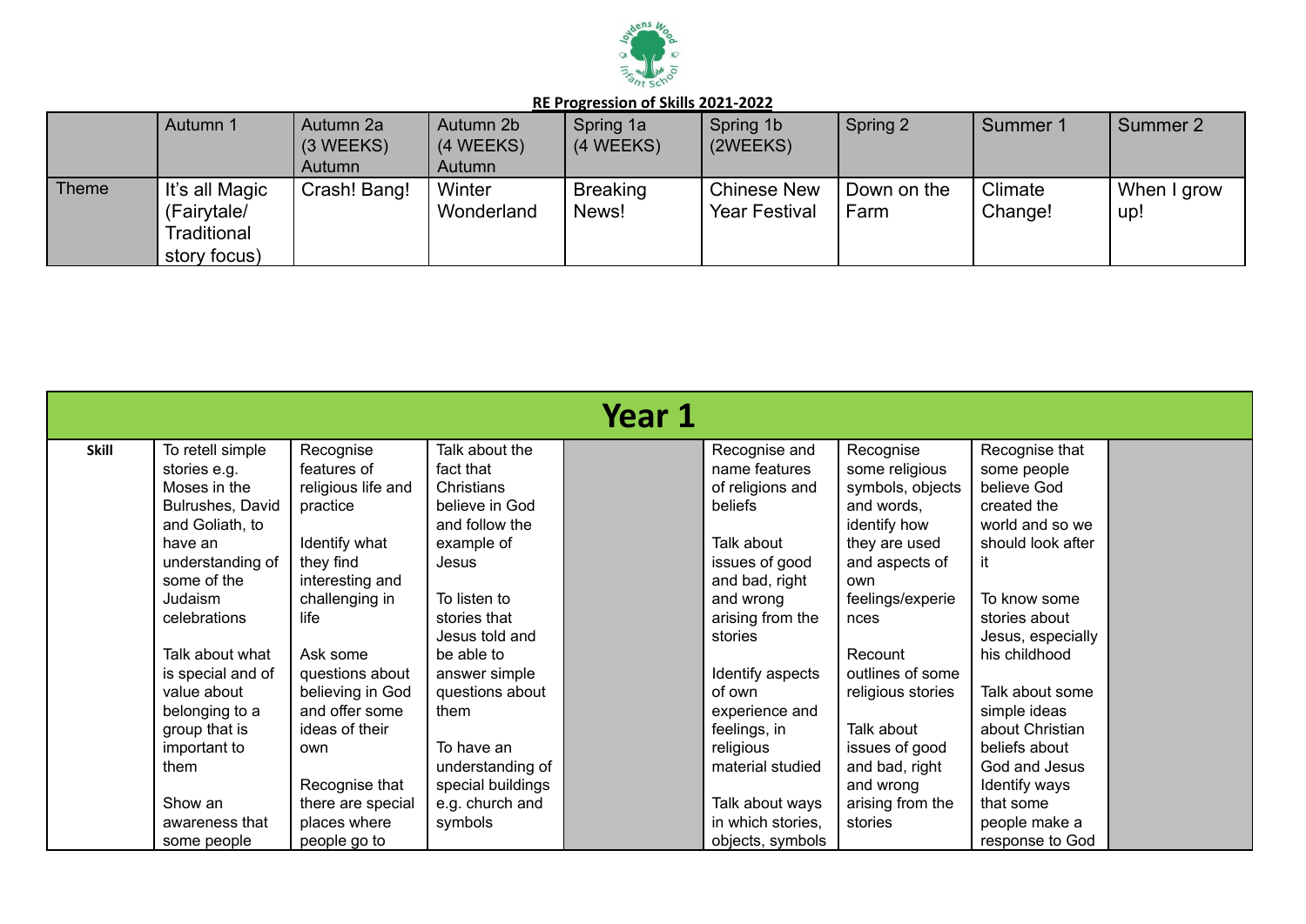Joydens Wood Infant School

**RE Progression of Skills 2021-2022**

| | Autumn 1 | Autumn 2a (3 WEEKS) Autumn | Autumn 2b (4 WEEKS) Autumn | Spring 1a (4 WEEKS) | Spring 1b (2WEEKS) | Spring 2 | Summer 1 | Summer 2 |
|---|---|---|---|---|---|---|---|---|
| Theme | It's all Magic (Fairytale/ Traditional story focus) | Crash! Bang! | Winter Wonderland | Breaking News! | Chinese New Year Festival | Down on the Farm | Climate Change! | When I grow up! |

## Year 1

| **Skill** | To retell simple stories e.g. Moses in the Bulrushes, David and Goliath, to have an understanding of some of the Judaism celebrations<br><br>Talk about what is special and of value about belonging to a group that is important to them<br><br>Show an awareness that some people | Recognise features of religious life and practice<br><br>Identify what they find interesting and challenging in life<br><br>Ask some questions about believing in God and offer some ideas of their own<br><br>Recognise that there are special places where people go to | Talk about the fact that Christians believe in God and follow the example of Jesus<br><br>To listen to stories that Jesus told and be able to answer simple questions about them<br><br>To have an understanding of special buildings e.g. church and symbols | | Recognise and name features of religions and beliefs<br><br>Talk about issues of good and bad, right and wrong arising from the stories<br><br>Identify aspects of own experience and feelings, in religious material studied<br><br>Talk about ways in which stories, objects, symbols | Recognise some religious symbols, objects and words, identify how they are used and aspects of own feelings/experiences<br><br>Recount outlines of some religious stories<br><br>Talk about issues of good and bad, right and wrong arising from the stories | Recognise that some people believe God created the world and so we should look after it<br><br>To know some stories about Jesus, especially his childhood<br><br>Talk about some simple ideas about Christian beliefs about God and Jesus<br>Identify ways that some people make a response to God | |
|---|---|---|---|---|---|---|---|---|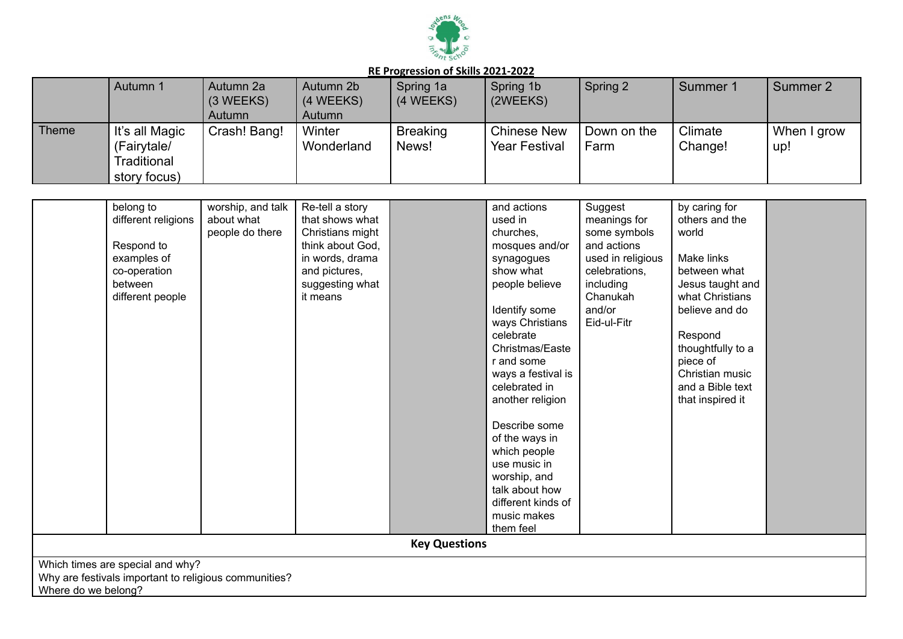**RE Progression of Skills 2021-2022**

| | Autumn 1 | Autumn 2a (3 WEEKS) Autumn | Autumn 2b (4 WEEKS) Autumn | Spring 1a (4 WEEKS) | Spring 1b (2WEEKS) | Spring 2 | Summer 1 | Summer 2 |
|---|---|---|---|---|---|---|---|---|
| Theme | It's all Magic (Fairytale/ Traditional story focus) | Crash! Bang! | Winter Wonderland | Breaking News! | Chinese New Year Festival | Down on the Farm | Climate Change! | When I grow up! |
| | belong to different religions<br><br>Respond to examples of co-operation between different people | worship, and talk about what people do there | Re-tell a story that shows what Christians might think about God, in words, drama and pictures, suggesting what it means | | and actions used in churches, mosques and/or synagogues show what people believe<br><br>Identify some ways Christians celebrate Christmas/Easter and some ways a festival is celebrated in another religion<br><br>Describe some of the ways in which people use music in worship, and talk about how different kinds of music makes them feel | Suggest meanings for some symbols and actions used in religious celebrations, including Chanukah and/or Eid-ul-Fitr | by caring for others and the world<br><br>Make links between what Jesus taught and what Christians believe and do<br><br>Respond thoughtfully to a piece of Christian music and a Bible text that inspired it | |

**Key Questions**

Which times are special and why?
Why are festivals important to religious communities?
Where do we belong?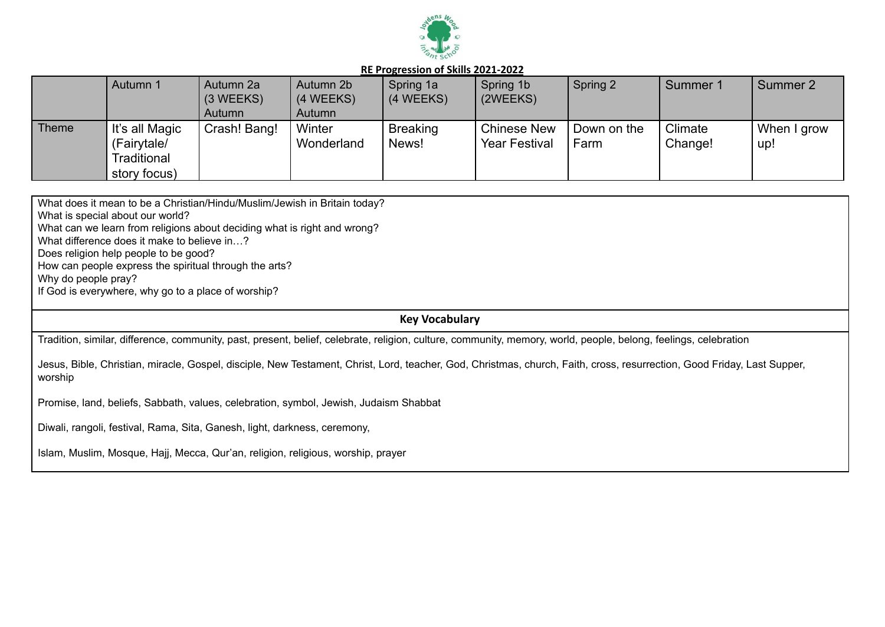**RE Progression of Skills 2021-2022**

| | Autumn 1 | Autumn 2a (3 WEEKS) Autumn | Autumn 2b (4 WEEKS) Autumn | Spring 1a (4 WEEKS) | Spring 1b (2WEEKS) | Spring 2 | Summer 1 | Summer 2 |
|---|---|---|---|---|---|---|---|---|
| Theme | It's all Magic (Fairytale/ Traditional story focus) | Crash! Bang! | Winter Wonderland | Breaking News! | Chinese New Year Festival | Down on the Farm | Climate Change! | When I grow up! |

What does it mean to be a Christian/Hindu/Muslim/Jewish in Britain today?
What is special about our world?
What can we learn from religions about deciding what is right and wrong?
What difference does it make to believe in…?
Does religion help people to be good?
How can people express the spiritual through the arts?
Why do people pray?
If God is everywhere, why go to a place of worship?

**Key Vocabulary**

Tradition, similar, difference, community, past, present, belief, celebrate, religion, culture, community, memory, world, people, belong, feelings, celebration

Jesus, Bible, Christian, miracle, Gospel, disciple, New Testament, Christ, Lord, teacher, God, Christmas, church, Faith, cross, resurrection, Good Friday, Last Supper, worship

Promise, land, beliefs, Sabbath, values, celebration, symbol, Jewish, Judaism Shabbat

Diwali, rangoli, festival, Rama, Sita, Ganesh, light, darkness, ceremony,

Islam, Muslim, Mosque, Hajj, Mecca, Qur'an, religion, religious, worship, prayer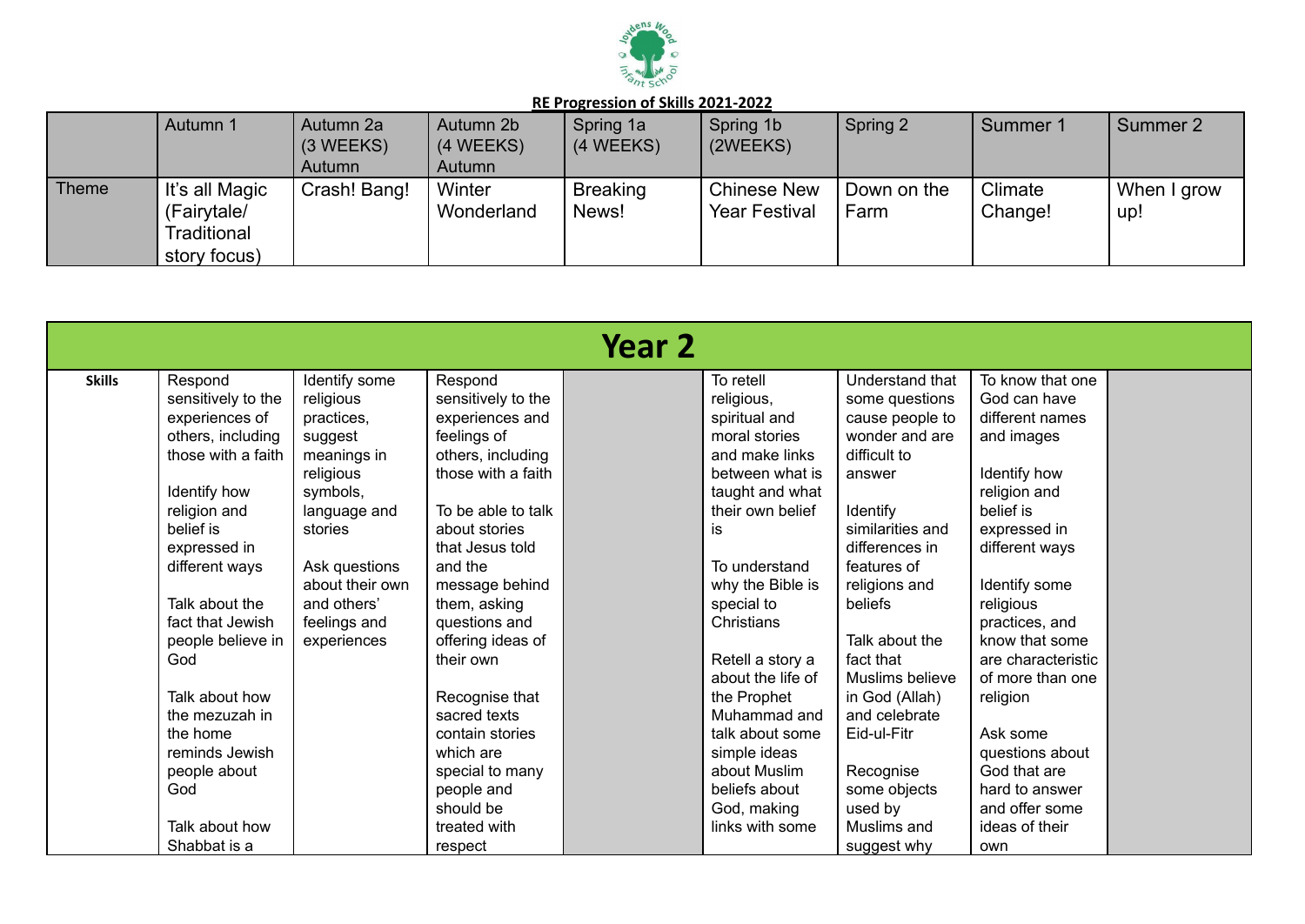**RE Progression of Skills 2021-2022**

| | Autumn 1 | Autumn 2a (3 WEEKS) Autumn | Autumn 2b (4 WEEKS) Autumn | Spring 1a (4 WEEKS) | Spring 1b (2WEEKS) | Spring 2 | Summer 1 | Summer 2 |
|---|---|---|---|---|---|---|---|---|
| Theme | It's all Magic (Fairytale/ Traditional story focus) | Crash! Bang! | Winter Wonderland | Breaking News! | Chinese New Year Festival | Down on the Farm | Climate Change! | When I grow up! |

## Year 2

| | | | | | | | | |
|---|---|---|---|---|---|---|---|---|
| **Skills** | Respond sensitively to the experiences of others, including those with a faith<br><br>Identify how religion and belief is expressed in different ways<br><br>Talk about the fact that Jewish people believe in God<br><br>Talk about how the mezuzah in the home reminds Jewish people about God<br><br>Talk about how Shabbat is a | Identify some religious practices, suggest meanings in religious symbols, language and stories<br><br>Ask questions about their own and others' feelings and experiences | Respond sensitively to the experiences and feelings of others, including those with a faith<br><br>To be able to talk about stories that Jesus told and the message behind them, asking questions and offering ideas of their own<br><br>Recognise that sacred texts contain stories which are special to many people and should be treated with respect | | To retell religious, spiritual and moral stories and make links between what is taught and what their own belief is<br><br>To understand why the Bible is special to Christians<br><br>Retell a story a about the life of the Prophet Muhammad and talk about some simple ideas about Muslim beliefs about God, making links with some | Understand that some questions cause people to wonder and are difficult to answer<br><br>Identify similarities and differences in features of religions and beliefs<br><br>Talk about the fact that Muslims believe in God (Allah) and celebrate Eid-ul-Fitr<br><br>Recognise some objects used by Muslims and suggest why | To know that one God can have different names and images<br><br>Identify how religion and belief is expressed in different ways<br><br>Identify some religious practices, and know that some are characteristic of more than one religion<br><br>Ask some questions about God that are hard to answer and offer some ideas of their own | |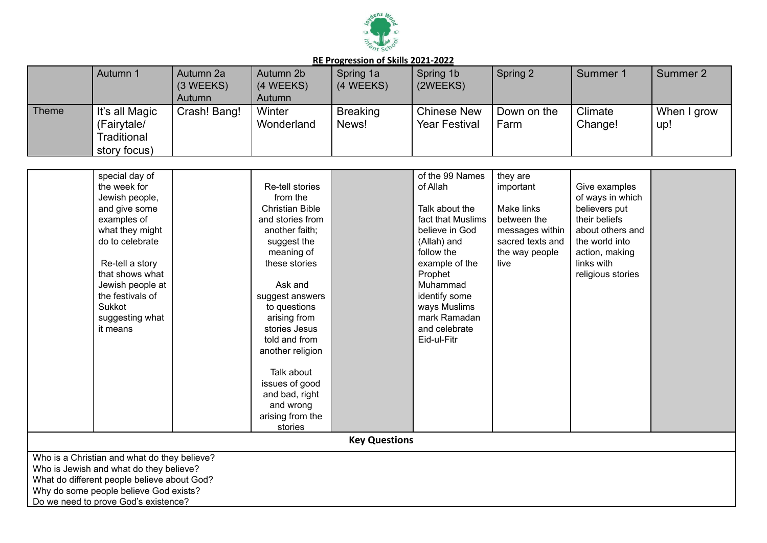## RE Progression of Skills 2021-2022

| | Autumn 1 | Autumn 2a (3 WEEKS) Autumn | Autumn 2b (4 WEEKS) Autumn | Spring 1a (4 WEEKS) | Spring 1b (2WEEKS) | Spring 2 | Summer 1 | Summer 2 |
|---|---|---|---|---|---|---|---|---|
| Theme | It's all Magic (Fairytale/ Traditional story focus) | Crash! Bang! | Winter Wonderland | Breaking News! | Chinese New Year Festival | Down on the Farm | Climate Change! | When I grow up! |
| | special day of the week for Jewish people, and give some examples of what they might do to celebrate<br><br>Re-tell a story that shows what Jewish people at the festivals of Sukkot suggesting what it means | | Re-tell stories from the Christian Bible and stories from another faith; suggest the meaning of these stories<br><br>Ask and suggest answers to questions arising from stories Jesus told and from another religion<br><br>Talk about issues of good and bad, right and wrong arising from the stories | | of the 99 Names of Allah<br><br>Talk about the fact that Muslims believe in God (Allah) and follow the example of the Prophet Muhammad identify some ways Muslims mark Ramadan and celebrate Eid-ul-Fitr | they are important<br><br>Make links between the messages within sacred texts and the way people live | Give examples of ways in which believers put their beliefs about others and the world into action, making links with religious stories | |

**Key Questions**

Who is a Christian and what do they believe?
Who is Jewish and what do they believe?
What do different people believe about God?
Why do some people believe God exists?
Do we need to prove God's existence?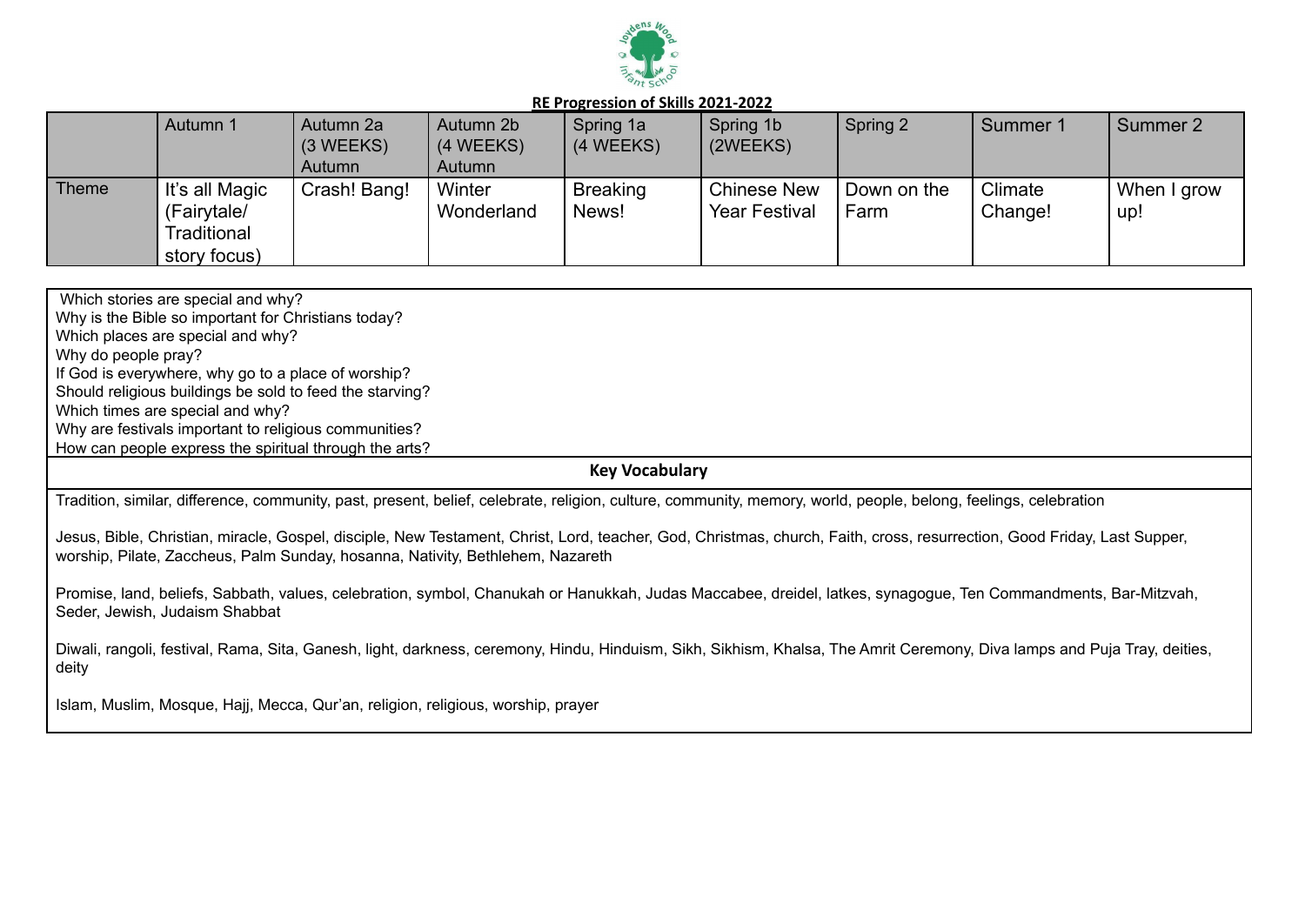**RE Progression of Skills 2021-2022**

| | Autumn 1 | Autumn 2a (3 WEEKS) Autumn | Autumn 2b (4 WEEKS) Autumn | Spring 1a (4 WEEKS) | Spring 1b (2WEEKS) | Spring 2 | Summer 1 | Summer 2 |
|---|---|---|---|---|---|---|---|---|
| Theme | It's all Magic (Fairytale/ Traditional story focus) | Crash! Bang! | Winter Wonderland | Breaking News! | Chinese New Year Festival | Down on the Farm | Climate Change! | When I grow up! |

Which stories are special and why?
Why is the Bible so important for Christians today?
Which places are special and why?
Why do people pray?
If God is everywhere, why go to a place of worship?
Should religious buildings be sold to feed the starving?
Which times are special and why?
Why are festivals important to religious communities?
How can people express the spiritual through the arts?

**Key Vocabulary**

Tradition, similar, difference, community, past, present, belief, celebrate, religion, culture, community, memory, world, people, belong, feelings, celebration

Jesus, Bible, Christian, miracle, Gospel, disciple, New Testament, Christ, Lord, teacher, God, Christmas, church, Faith, cross, resurrection, Good Friday, Last Supper, worship, Pilate, Zaccheus, Palm Sunday, hosanna, Nativity, Bethlehem, Nazareth

Promise, land, beliefs, Sabbath, values, celebration, symbol, Chanukah or Hanukkah, Judas Maccabee, dreidel, latkes, synagogue, Ten Commandments, Bar-Mitzvah, Seder, Jewish, Judaism Shabbat

Diwali, rangoli, festival, Rama, Sita, Ganesh, light, darkness, ceremony, Hindu, Hinduism, Sikh, Sikhism, Khalsa, The Amrit Ceremony, Diva lamps and Puja Tray, deities, deity

Islam, Muslim, Mosque, Hajj, Mecca, Qur'an, religion, religious, worship, prayer